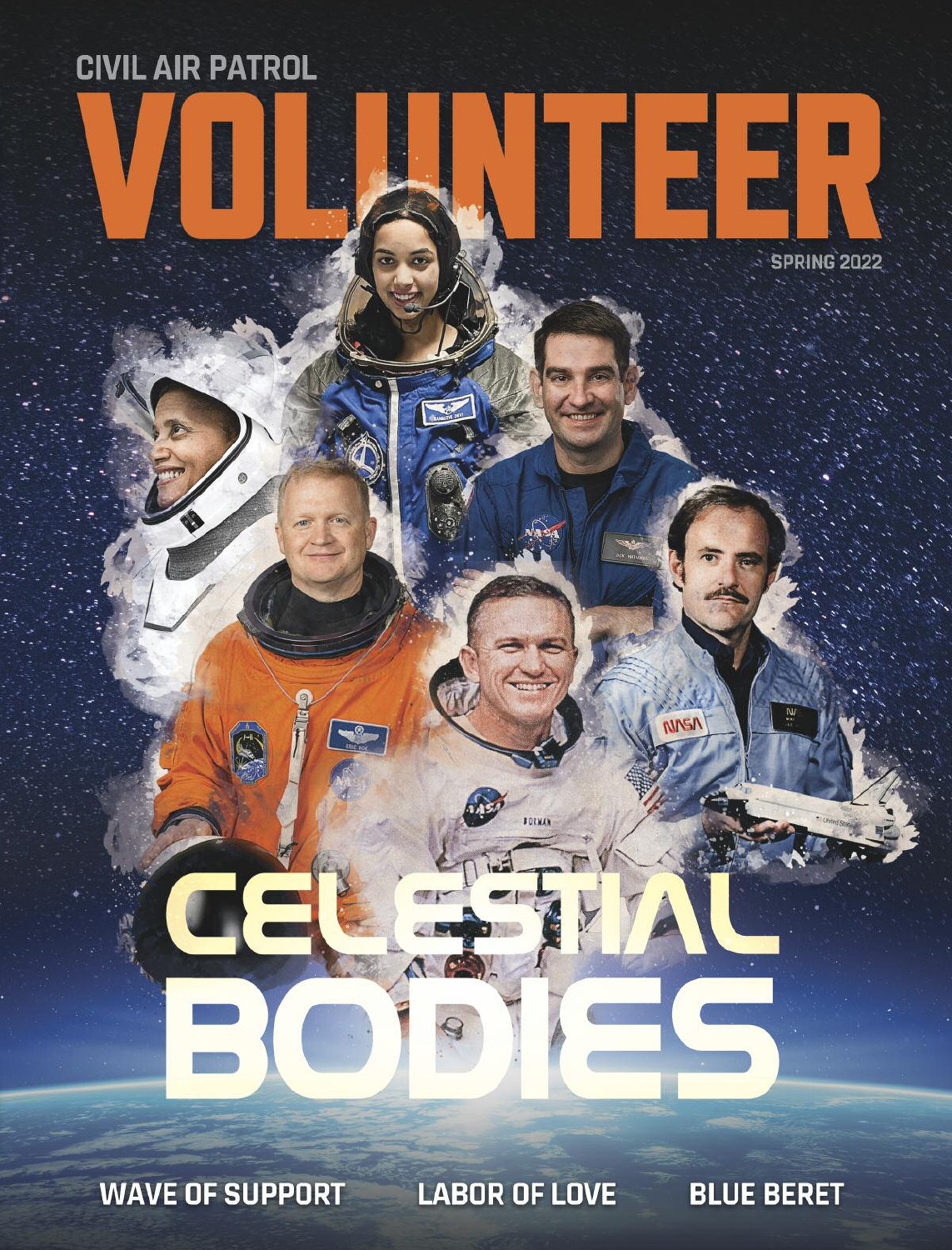CIVIL AIR PATROL

# VOLUNTEER

SPRING 2022

# CELESTIAL BODIES

**WAVE OF SUPPORT** **LABOR OF LOVE** **BLUE BERET**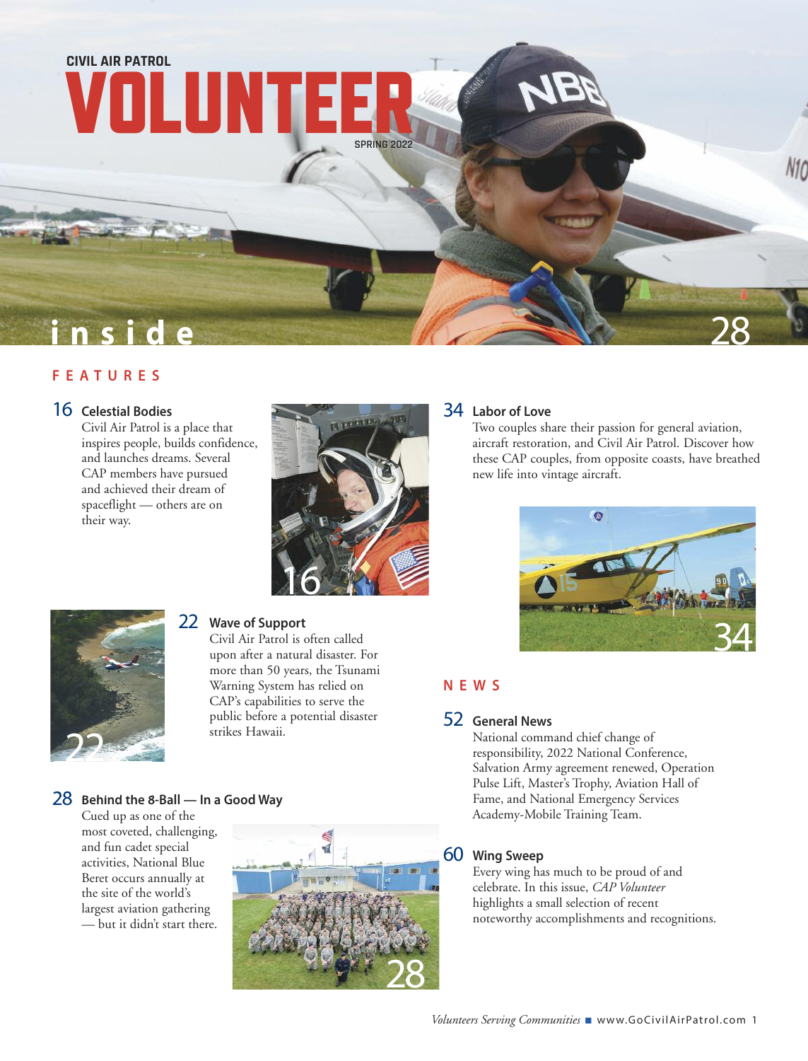CIVIL AIR PATROL

# VOLUNTEER

SPRING 2022

# inside

## FEATURES

### 16 Celestial Bodies

Civil Air Patrol is a place that inspires people, builds confidence, and launches dreams. Several CAP members have pursued and achieved their dream of spaceflight — others are on their way.

### 22 Wave of Support

Civil Air Patrol is often called upon after a natural disaster. For more than 50 years, the Tsunami Warning System has relied on CAP's capabilities to serve the public before a potential disaster strikes Hawaii.

### 28 Behind the 8-Ball — In a Good Way

Cued up as one of the most coveted, challenging, and fun cadet special activities, National Blue Beret occurs annually at the site of the world's largest aviation gathering — but it didn't start there.

### 34 Labor of Love

Two couples share their passion for general aviation, aircraft restoration, and Civil Air Patrol. Discover how these CAP couples, from opposite coasts, have breathed new life into vintage aircraft.

## NEWS

### 52 General News

National command chief change of responsibility, 2022 National Conference, Salvation Army agreement renewed, Operation Pulse Lift, Master's Trophy, Aviation Hall of Fame, and National Emergency Services Academy-Mobile Training Team.

### 60 Wing Sweep

Every wing has much to be proud of and celebrate. In this issue, *CAP Volunteer* highlights a small selection of recent noteworthy accomplishments and recognitions.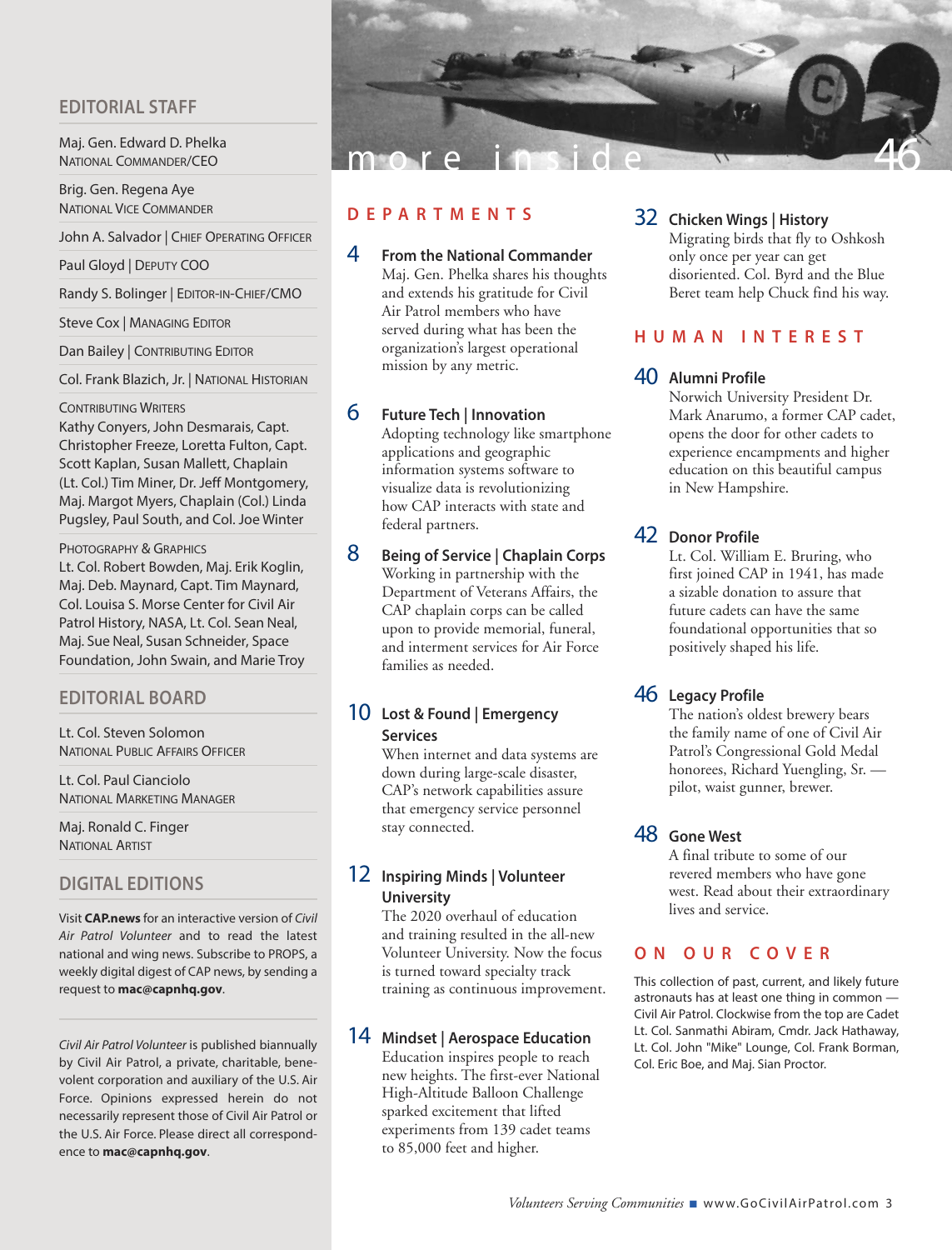## EDITORIAL STAFF

Maj. Gen. Edward D. Phelka
NATIONAL COMMANDER/CEO

Brig. Gen. Regena Aye
NATIONAL VICE COMMANDER

John A. Salvador | CHIEF OPERATING OFFICER

Paul Gloyd | DEPUTY COO

Randy S. Bolinger | EDITOR-IN-CHIEF/CMO

Steve Cox | MANAGING EDITOR

Dan Bailey | CONTRIBUTING EDITOR

Col. Frank Blazich, Jr. | NATIONAL HISTORIAN

CONTRIBUTING WRITERS
Kathy Conyers, John Desmarais, Capt. Christopher Freeze, Loretta Fulton, Capt. Scott Kaplan, Susan Mallett, Chaplain (Lt. Col.) Tim Miner, Dr. Jeff Montgomery, Maj. Margot Myers, Chaplain (Col.) Linda Pugsley, Paul South, and Col. Joe Winter

PHOTOGRAPHY & GRAPHICS
Lt. Col. Robert Bowden, Maj. Erik Koglin, Maj. Deb. Maynard, Capt. Tim Maynard, Col. Louisa S. Morse Center for Civil Air Patrol History, NASA, Lt. Col. Sean Neal, Maj. Sue Neal, Susan Schneider, Space Foundation, John Swain, and Marie Troy

## EDITORIAL BOARD

Lt. Col. Steven Solomon
NATIONAL PUBLIC AFFAIRS OFFICER

Lt. Col. Paul Cianciolo
NATIONAL MARKETING MANAGER

Maj. Ronald C. Finger
NATIONAL ARTIST

## DIGITAL EDITIONS

Visit **CAP.news** for an interactive version of *Civil Air Patrol Volunteer* and to read the latest national and wing news. Subscribe to PROPS, a weekly digital digest of CAP news, by sending a request to **mac@capnhq.gov**.

*Civil Air Patrol Volunteer* is published biannually by Civil Air Patrol, a private, charitable, benevolent corporation and auxiliary of the U.S. Air Force. Opinions expressed herein do not necessarily represent those of Civil Air Patrol or the U.S. Air Force. Please direct all correspondence to **mac@capnhq.gov**.

# more inside

46

## DEPARTMENTS

**4 From the National Commander**
Maj. Gen. Phelka shares his thoughts and extends his gratitude for Civil Air Patrol members who have served during what has been the organization's largest operational mission by any metric.

**6 Future Tech | Innovation**
Adopting technology like smartphone applications and geographic information systems software to visualize data is revolutionizing how CAP interacts with state and federal partners.

**8 Being of Service | Chaplain Corps**
Working in partnership with the Department of Veterans Affairs, the CAP chaplain corps can be called upon to provide memorial, funeral, and interment services for Air Force families as needed.

**10 Lost & Found | Emergency Services**
When internet and data systems are down during large-scale disaster, CAP's network capabilities assure that emergency service personnel stay connected.

**12 Inspiring Minds | Volunteer University**
The 2020 overhaul of education and training resulted in the all-new Volunteer University. Now the focus is turned toward specialty track training as continuous improvement.

**14 Mindset | Aerospace Education**
Education inspires people to reach new heights. The first-ever National High-Altitude Balloon Challenge sparked excitement that lifted experiments from 139 cadet teams to 85,000 feet and higher.

**32 Chicken Wings | History**
Migrating birds that fly to Oshkosh only once per year can get disoriented. Col. Byrd and the Blue Beret team help Chuck find his way.

## HUMAN INTEREST

**40 Alumni Profile**
Norwich University President Dr. Mark Anarumo, a former CAP cadet, opens the door for other cadets to experience encampments and higher education on this beautiful campus in New Hampshire.

**42 Donor Profile**
Lt. Col. William E. Bruring, who first joined CAP in 1941, has made a sizable donation to assure that future cadets can have the same foundational opportunities that so positively shaped his life.

**46 Legacy Profile**
The nation's oldest brewery bears the family name of one of Civil Air Patrol's Congressional Gold Medal honorees, Richard Yuengling, Sr. — pilot, waist gunner, brewer.

**48 Gone West**
A final tribute to some of our revered members who have gone west. Read about their extraordinary lives and service.

## ON OUR COVER

This collection of past, current, and likely future astronauts has at least one thing in common — Civil Air Patrol. Clockwise from the top are Cadet Lt. Col. Sanmathi Abiram, Cmdr. Jack Hathaway, Lt. Col. John "Mike" Lounge, Col. Frank Borman, Col. Eric Boe, and Maj. Sian Proctor.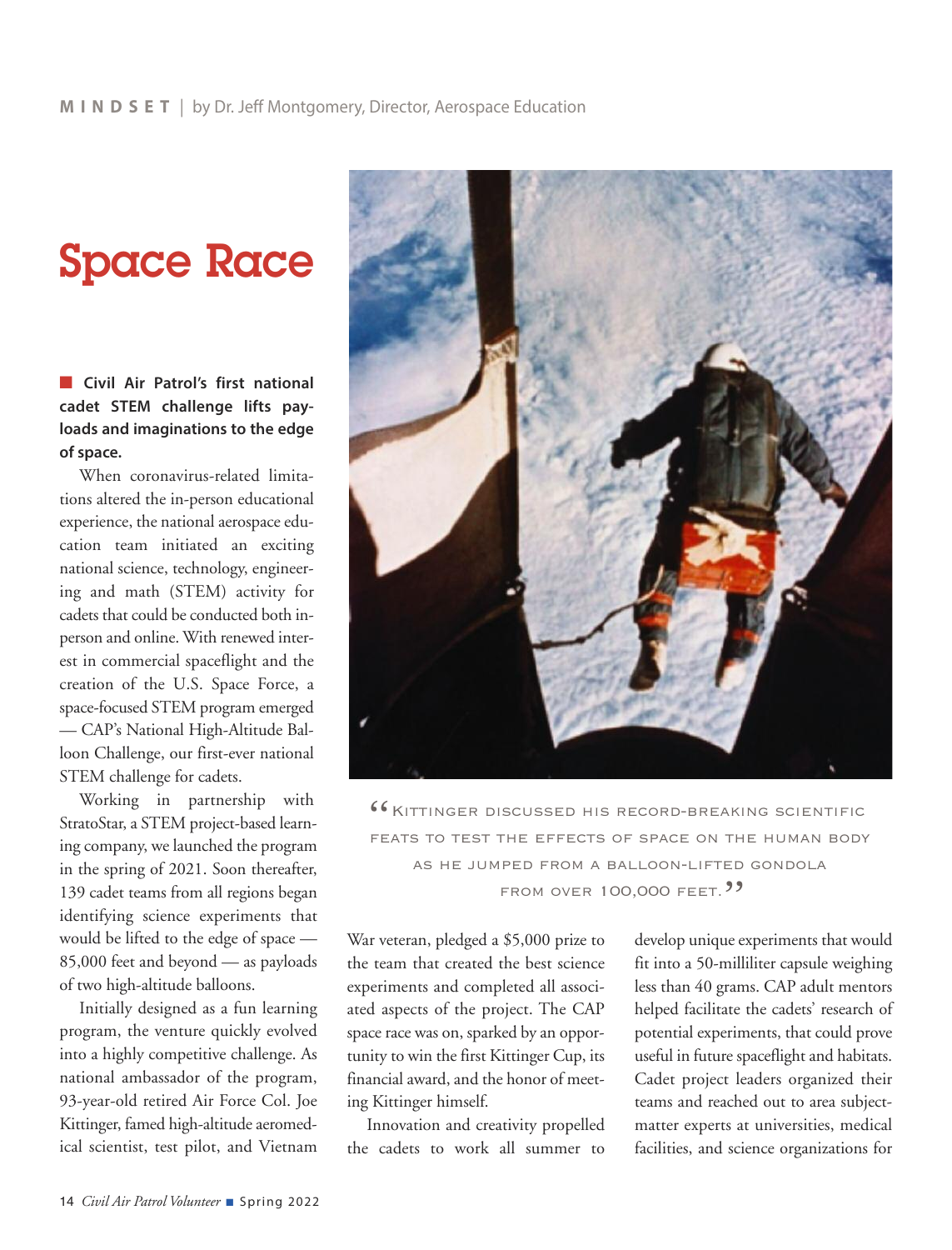# Space Race

■ **Civil Air Patrol's first national cadet STEM challenge lifts payloads and imaginations to the edge of space.**

When coronavirus-related limitations altered the in-person educational experience, the national aerospace education team initiated an exciting national science, technology, engineering and math (STEM) activity for cadets that could be conducted both in-person and online. With renewed interest in commercial spaceflight and the creation of the U.S. Space Force, a space-focused STEM program emerged — CAP's National High-Altitude Balloon Challenge, our first-ever national STEM challenge for cadets.

Working in partnership with StratoStar, a STEM project-based learning company, we launched the program in the spring of 2021. Soon thereafter, 139 cadet teams from all regions began identifying science experiments that would be lifted to the edge of space — 85,000 feet and beyond — as payloads of two high-altitude balloons.

Initially designed as a fun learning program, the venture quickly evolved into a highly competitive challenge. As national ambassador of the program, 93-year-old retired Air Force Col. Joe Kittinger, famed high-altitude aeromedical scientist, test pilot, and Vietnam War veteran, pledged a $5,000 prize to the team that created the best science experiments and completed all associated aspects of the project. The CAP space race was on, sparked by an opportunity to win the first Kittinger Cup, its financial award, and the honor of meeting Kittinger himself.

Innovation and creativity propelled the cadets to work all summer to develop unique experiments that would fit into a 50-milliliter capsule weighing less than 40 grams. CAP adult mentors helped facilitate the cadets' research of potential experiments, that could prove useful in future spaceflight and habitats. Cadet project leaders organized their teams and reached out to area subject-matter experts at universities, medical facilities, and science organizations for

"Kittinger discussed his record-breaking scientific feats to test the effects of space on the human body as he jumped from a balloon-lifted gondola from over 100,000 feet."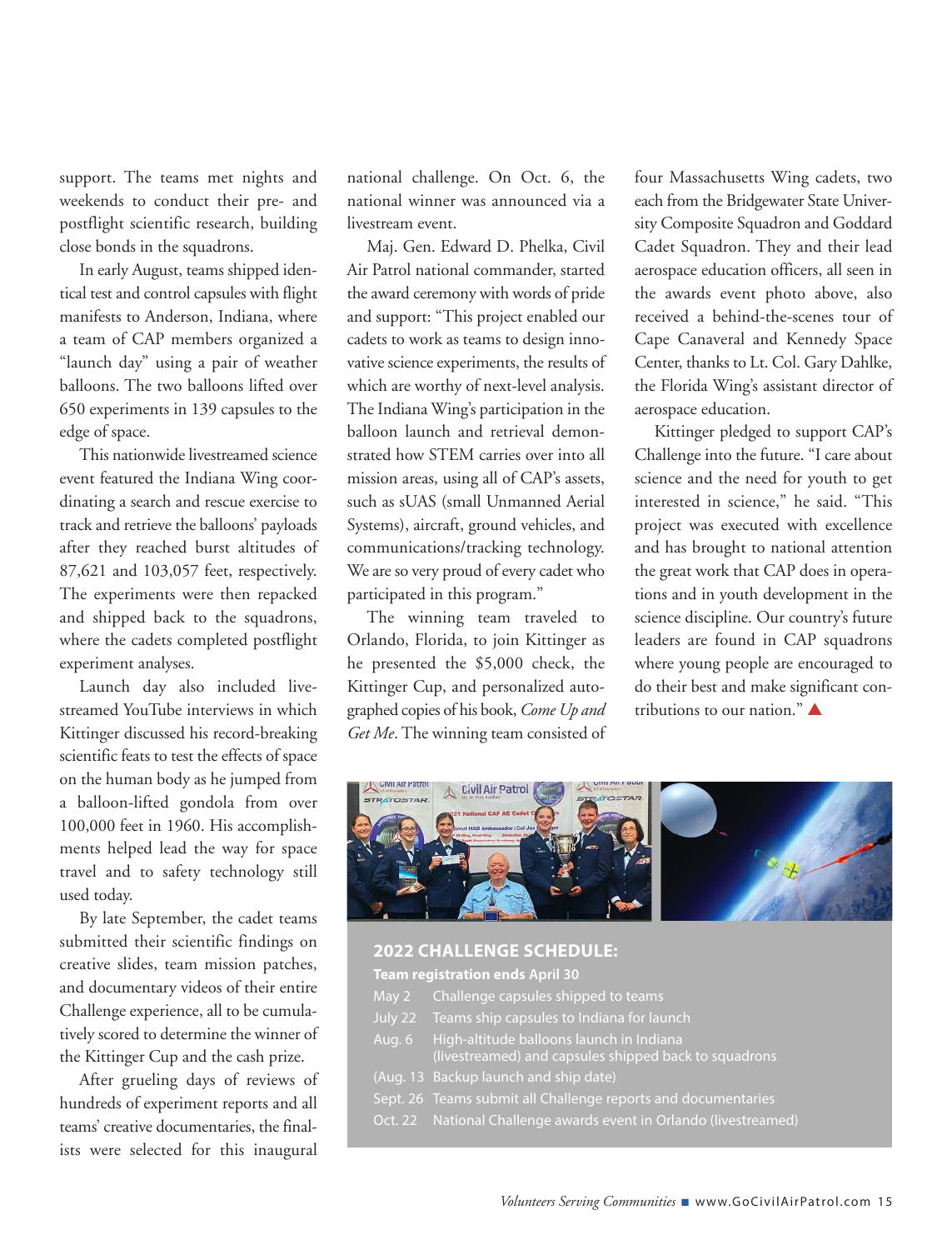support. The teams met nights and weekends to conduct their pre- and postflight scientific research, building close bonds in the squadrons.

In early August, teams shipped identical test and control capsules with flight manifests to Anderson, Indiana, where a team of CAP members organized a "launch day" using a pair of weather balloons. The two balloons lifted over 650 experiments in 139 capsules to the edge of space.

This nationwide livestreamed science event featured the Indiana Wing coordinating a search and rescue exercise to track and retrieve the balloons' payloads after they reached burst altitudes of 87,621 and 103,057 feet, respectively. The experiments were then repacked and shipped back to the squadrons, where the cadets completed postflight experiment analyses.

Launch day also included livestreamed YouTube interviews in which Kittinger discussed his record-breaking scientific feats to test the effects of space on the human body as he jumped from a balloon-lifted gondola from over 100,000 feet in 1960. His accomplishments helped lead the way for space travel and to safety technology still used today.

By late September, the cadet teams submitted their scientific findings on creative slides, team mission patches, and documentary videos of their entire Challenge experience, all to be cumulatively scored to determine the winner of the Kittinger Cup and the cash prize.

After grueling days of reviews of hundreds of experiment reports and all teams' creative documentaries, the finalists were selected for this inaugural national challenge. On Oct. 6, the national winner was announced via a livestream event.

Maj. Gen. Edward D. Phelka, Civil Air Patrol national commander, started the award ceremony with words of pride and support: "This project enabled our cadets to work as teams to design innovative science experiments, the results of which are worthy of next-level analysis. The Indiana Wing's participation in the balloon launch and retrieval demonstrated how STEM carries over into all mission areas, using all of CAP's assets, such as sUAS (small Unmanned Aerial Systems), aircraft, ground vehicles, and communications/tracking technology. We are so very proud of every cadet who participated in this program."

The winning team traveled to Orlando, Florida, to join Kittinger as he presented the $5,000 check, the Kittinger Cup, and personalized autographed copies of his book, *Come Up and Get Me*. The winning team consisted of four Massachusetts Wing cadets, two each from the Bridgewater State University Composite Squadron and Goddard Cadet Squadron. They and their lead aerospace education officers, all seen in the awards event photo above, also received a behind-the-scenes tour of Cape Canaveral and Kennedy Space Center, thanks to Lt. Col. Gary Dahlke, the Florida Wing's assistant director of aerospace education.

Kittinger pledged to support CAP's Challenge into the future. "I care about science and the need for youth to get interested in science," he said. "This project was executed with excellence and has brought to national attention the great work that CAP does in operations and in youth development in the science discipline. Our country's future leaders are found in CAP squadrons where young people are encouraged to do their best and make significant contributions to our nation." ▲

## 2022 CHALLENGE SCHEDULE:

**Team registration ends April 30**

| | |
|---|---|
| May 2 | Challenge capsules shipped to teams |
| July 22 | Teams ship capsules to Indiana for launch |
| Aug. 6 | High-altitude balloons launch in Indiana (livestreamed) and capsules shipped back to squadrons |
| (Aug. 13 | Backup launch and ship date) |
| Sept. 26 | Teams submit all Challenge reports and documentaries |
| Oct. 22 | National Challenge awards event in Orlando (livestreamed) |